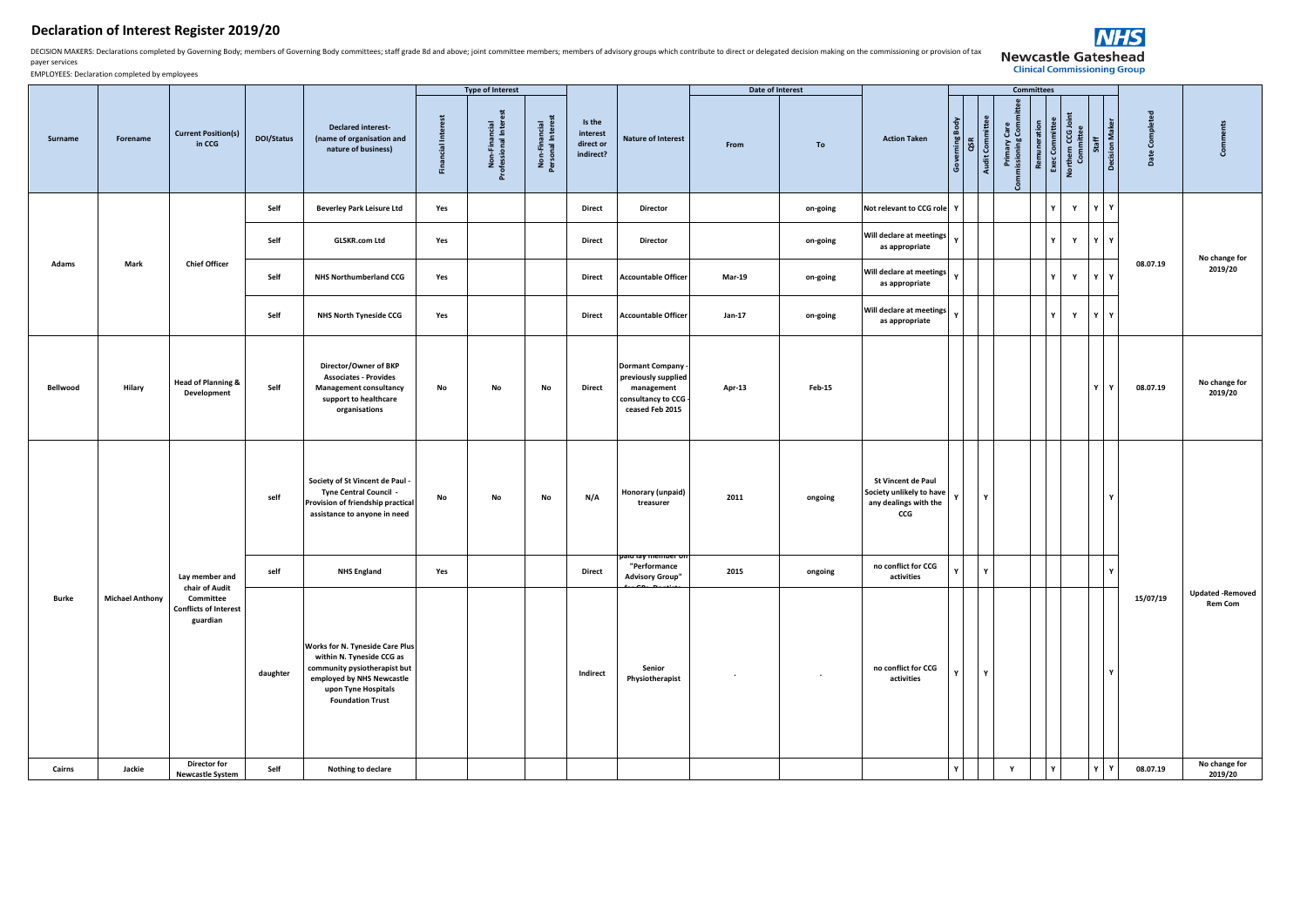# Declaration of Interest Register 2019/20

DECISION MAKERS: Declarations completed by Governing Body; members of Governing Body committees; staff grade 8d and above; joint committee members; members of advisory groups which contribute to direct or delegated decision making on the commissioning or provision of tax payer services

EMPLOYEES: Declaration completed by employees

| Surname | Forename | Current Position(s) in CCG | DOI/Status | Declared interest- (name of organisation and nature of business) | Type of Interest: Financial Interest | Type of Interest: Non-Financial Professional Interest | Type of Interest: Non-Financial Personal Interest | Is the interest direct or indirect? | Nature of Interest | Date of Interest: From | Date of Interest: To | Action Taken | Committees: Governing Body | Committees: QSR | Committees: Audit Committee | Committees: Primary Care Commissioning Committee | Committees: Remuneration | Committees: Exec Committee | Committees: Northern CCG Joint Committee | Committees: Staff | Committees: Decision Maker | Date Completed | Comments |
|---|---|---|---|---|---|---|---|---|---|---|---|---|---|---|---|---|---|---|---|---|---|---|---|
| Adams | Mark | Chief Officer | Self | Beverley Park Leisure Ltd | Yes | | | Direct | Director | | on-going | Not relevant to CCG role | Y | | | | | Y | Y | Y | Y | 08.07.19 | No change for 2019/20 |
| | | | Self | GLSKR.com Ltd | Yes | | | Direct | Director | | on-going | Will declare at meetings as appropriate | Y | | | | | Y | Y | Y | Y | | |
| | | | Self | NHS Northumberland CCG | Yes | | | Direct | Accountable Officer | Mar-19 | on-going | Will declare at meetings as appropriate | Y | | | | | Y | Y | Y | Y | | |
| | | | Self | NHS North Tyneside CCG | Yes | | | Direct | Accountable Officer | Jan-17 | on-going | Will declare at meetings as appropriate | Y | | | | | Y | Y | Y | Y | | |
| Bellwood | Hilary | Head of Planning & Development | Self | Director/Owner of BKP Associates - Provides Management consultancy support to healthcare organisations | No | No | No | Direct | Dormant Company - previously supplied management consultancy to CCG - ceased Feb 2015 | Apr-13 | Feb-15 | | | | | | | | | Y | Y | 08.07.19 | No change for 2019/20 |
| Burke | Michael Anthony | Lay member and chair of Audit Committee Conflicts of Interest guardian | self | Society of St Vincent de Paul - Tyne Central Council - Provision of friendship practical assistance to anyone in need | No | No | No | N/A | Honorary (unpaid) treasurer | 2011 | ongoing | St Vincent de Paul Society unlikely to have any dealings with the CCG | Y | | Y | | | | | | Y | 15/07/19 | Updated -Removed Rem Com |
| | | | self | NHS England | Yes | | | Direct | paid lay member on "Performance Advisory Group" for GPs, Dentists | 2015 | ongoing | no conflict for CCG activities | Y | | Y | | | | | | Y | | |
| | | | daughter | Works for N. Tyneside Care Plus within N. Tyneside CCG as community pysiotherapist but employed by NHS Newcastle upon Tyne Hospitals Foundation Trust | | | | Indirect | Senior Physiotherapist | - | - | no conflict for CCG activities | Y | | Y | | | | | | Y | | |
| Cairns | Jackie | Director for Newcastle System | Self | Nothing to declare | | | | | | | | | Y | | | Y | | Y | | Y | Y | 08.07.19 | No change for 2019/20 |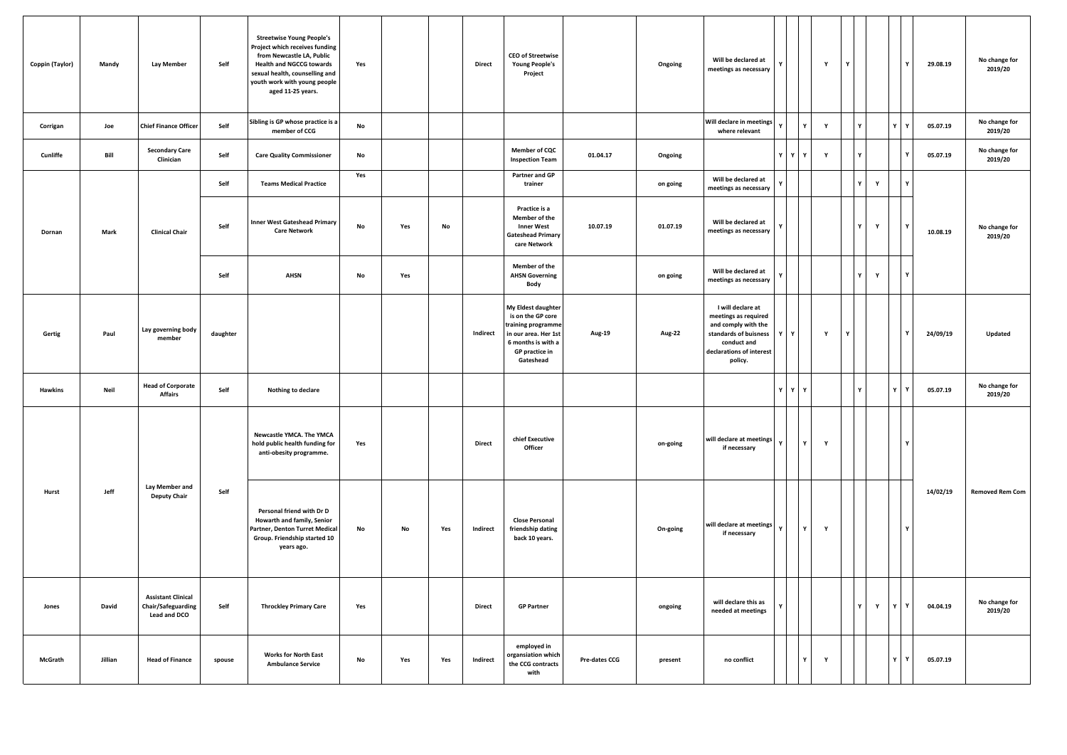| | | | | | | | | | | | | | | | | | | | | | | | |
|---|---|---|---|---|---|---|---|---|---|---|---|---|---|---|---|---|---|---|---|---|---|---|---|
| **Coppin (Taylor)** | **Mandy** | **Lay Member** | **Self** | **Streetwise Young People's Project which receives funding from Newcastle LA, Public Health and NGCCG towards sexual health, counselling and youth work with young people aged 11-25 years.** | **Yes** | | | **Direct** | **CEO of Streetwise Young People's Project** | | **Ongoing** | **Will be declared at meetings as necessary** | **Y** | | | **Y** | **Y** | | | | **Y** | **29.08.19** | **No change for 2019/20** |
| **Corrigan** | **Joe** | **Chief Finance Officer** | **Self** | **Sibling is GP whose practice is a member of CCG** | **No** | | | | | | | **Will declare in meetings where relevant** | **Y** | | **Y** | **Y** | | **Y** | | **Y** | **Y** | **05.07.19** | **No change for 2019/20** |
| **Cunliffe** | **Bill** | **Secondary Care Clinician** | **Self** | **Care Quality Commissioner** | **No** | | | | **Member of CQC Inspection Team** | **01.04.17** | **Ongoing** | | **Y** | **Y** | **Y** | **Y** | | **Y** | | | **Y** | **05.07.19** | **No change for 2019/20** |
| **Dornan** | **Mark** | **Clinical Chair** | **Self** | **Teams Medical Practice** | **Yes** | | | | **Partner and GP trainer** | | **on going** | **Will be declared at meetings as necessary** | **Y** | | | | | **Y** | **Y** | | **Y** | **10.08.19** | **No change for 2019/20** |
| | | | **Self** | **Inner West Gateshead Primary Care Network** | **No** | **Yes** | **No** | | **Practice is a Member of the Inner West Gateshead Primary care Network** | **10.07.19** | **01.07.19** | **Will be declared at meetings as necessary** | **Y** | | | | | **Y** | **Y** | | **Y** | | |
| | | | **Self** | **AHSN** | **No** | **Yes** | | | **Member of the AHSN Governing Body** | | **on going** | **Will be declared at meetings as necessary** | **Y** | | | | | **Y** | **Y** | | **Y** | | |
| **Gertig** | **Paul** | **Lay governing body member** | **daughter** | | | | | **Indirect** | **My Eldest daughter is on the GP core training programme in our area. Her 1st 6 months is with a GP practice in Gateshead** | **Aug-19** | **Aug-22** | **I will declare at meetings as required and comply with the standards of buisness conduct and declarations of interest policy.** | **Y** | **Y** | | **Y** | **Y** | | | | **Y** | **24/09/19** | **Updated** |
| **Hawkins** | **Neil** | **Head of Corporate Affairs** | **Self** | **Nothing to declare** | | | | | | | | | **Y** | **Y** | **Y** | | | **Y** | | **Y** | **Y** | **05.07.19** | **No change for 2019/20** |
| **Hurst** | **Jeff** | **Lay Member and Deputy Chair** | **Self** | **Newcastle YMCA. The YMCA hold public health funding for anti-obesity programme.** | **Yes** | | | **Direct** | **chief Executive Officer** | | **on-going** | **will declare at meetings if necessary** | **Y** | | **Y** | **Y** | | | | | **Y** | **14/02/19** | **Removed Rem Com** |
| | | | | **Personal friend with Dr D Howarth and family, Senior Partner, Denton Turret Medical Group. Friendship started 10 years ago.** | **No** | **No** | **Yes** | **Indirect** | **Close Personal friendship dating back 10 years.** | | **On-going** | **will declare at meetings if necessary** | **Y** | | **Y** | **Y** | | | | | **Y** | | |
| **Jones** | **David** | **Assistant Clinical Chair/Safeguarding Lead and DCO** | **Self** | **Throckley Primary Care** | **Yes** | | | **Direct** | **GP Partner** | | **ongoing** | **will declare this as needed at meetings** | **Y** | | | | | **Y** | **Y** | **Y** | **Y** | **04.04.19** | **No change for 2019/20** |
| **McGrath** | **Jillian** | **Head of Finance** | **spouse** | **Works for North East Ambulance Service** | **No** | **Yes** | **Yes** | **Indirect** | **employed in organsiation which the CCG contracts with** | **Pre-dates CCG** | **present** | **no conflict** | | | **Y** | **Y** | | | | **Y** | **Y** | **05.07.19** | |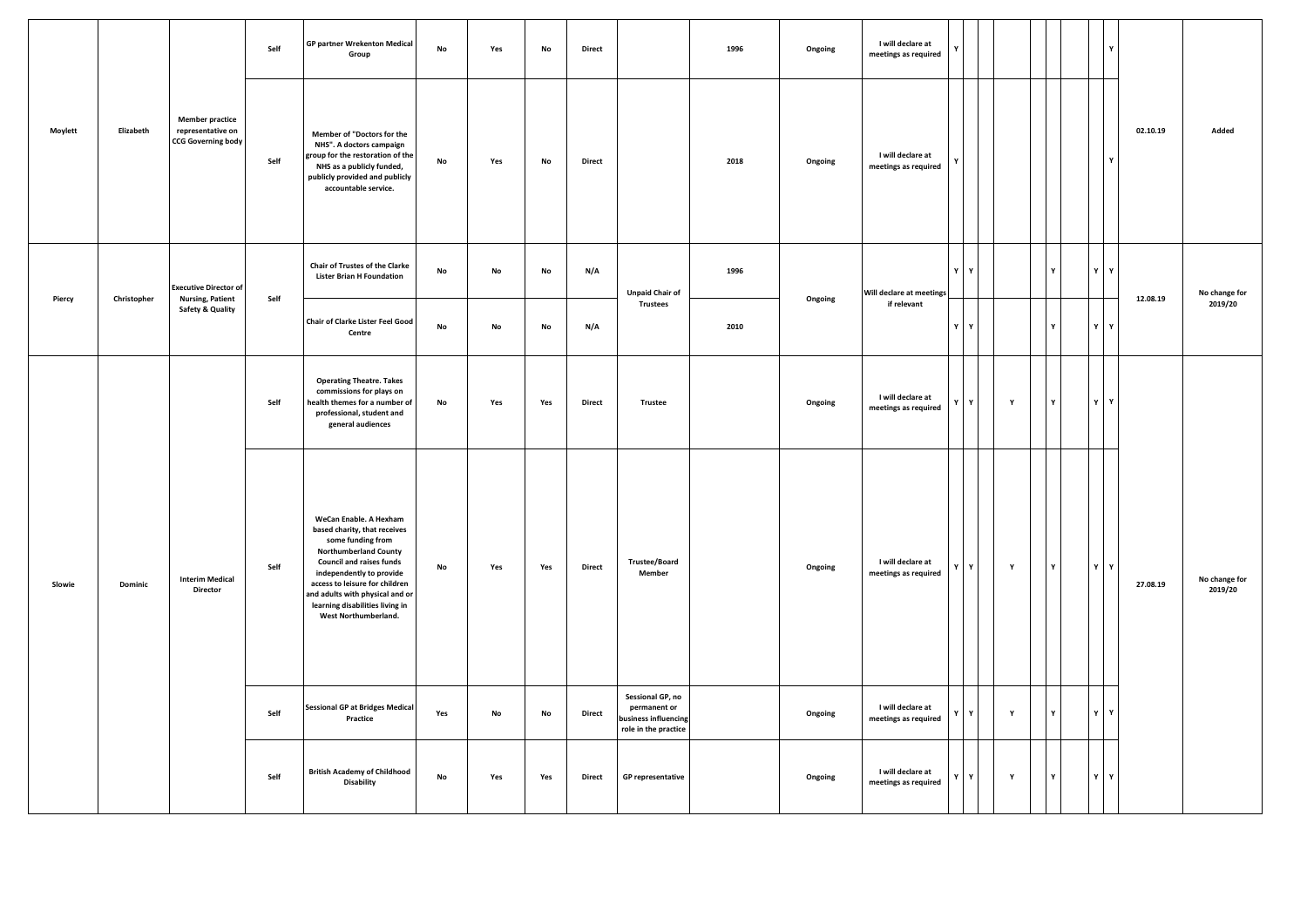| | | | | | | | | | | | | | | | | | | | | | | | |
|---|---|---|---|---|---|---|---|---|---|---|---|---|---|---|---|---|---|---|---|---|---|---|---|
| Moylett | Elizabeth | Member practice representative on CCG Governing body | Self | GP partner Wrekenton Medical Group | No | Yes | No | Direct | | 1996 | Ongoing | I will declare at meetings as required | Y | | | | | | | | Y | 02.10.19 | Added |
| | | | Self | Member of "Doctors for the NHS". A doctors campaign group for the restoration of the NHS as a publicly funded, publicly provided and publicly accountable service. | No | Yes | No | Direct | | 2018 | Ongoing | I will declare at meetings as required | Y | | | | | | | | Y | | |
| Piercy | Christopher | Executive Director of Nursing, Patient Safety & Quality | Self | Chair of Trustes of the Clarke Lister Brian H Foundation | No | No | No | N/A | Unpaid Chair of Trustees | 1996 | Ongoing | Will declare at meetings if relevant | Y | Y | | | | Y | | Y | Y | 12.08.19 | No change for 2019/20 |
| | | | | Chair of Clarke Lister Feel Good Centre | No | No | No | N/A | | 2010 | | | Y | Y | | | | Y | | Y | Y | | |
| Slowie | Dominic | Interim Medical Director | Self | Operating Theatre. Takes commissions for plays on health themes for a number of professional, student and general audiences | No | Yes | Yes | Direct | Trustee | | Ongoing | I will declare at meetings as required | Y | Y | | Y | | Y | | Y | Y | 27.08.19 | No change for 2019/20 |
| | | | Self | WeCan Enable. A Hexham based charity, that receives some funding from Northumberland County Council and raises funds independently to provide access to leisure for children and adults with physical and or learning disabilities living in West Northumberland. | No | Yes | Yes | Direct | Trustee/Board Member | | Ongoing | I will declare at meetings as required | Y | Y | | Y | | Y | | Y | Y | | |
| | | | Self | Sessional GP at Bridges Medical Practice | Yes | No | No | Direct | Sessional GP, no permanent or business influencing role in the practice | | Ongoing | I will declare at meetings as required | Y | Y | | Y | | Y | | Y | Y | | |
| | | | Self | British Academy of Childhood Disability | No | Yes | Yes | Direct | GP representative | | Ongoing | I will declare at meetings as required | Y | Y | | Y | | Y | | Y | Y | | |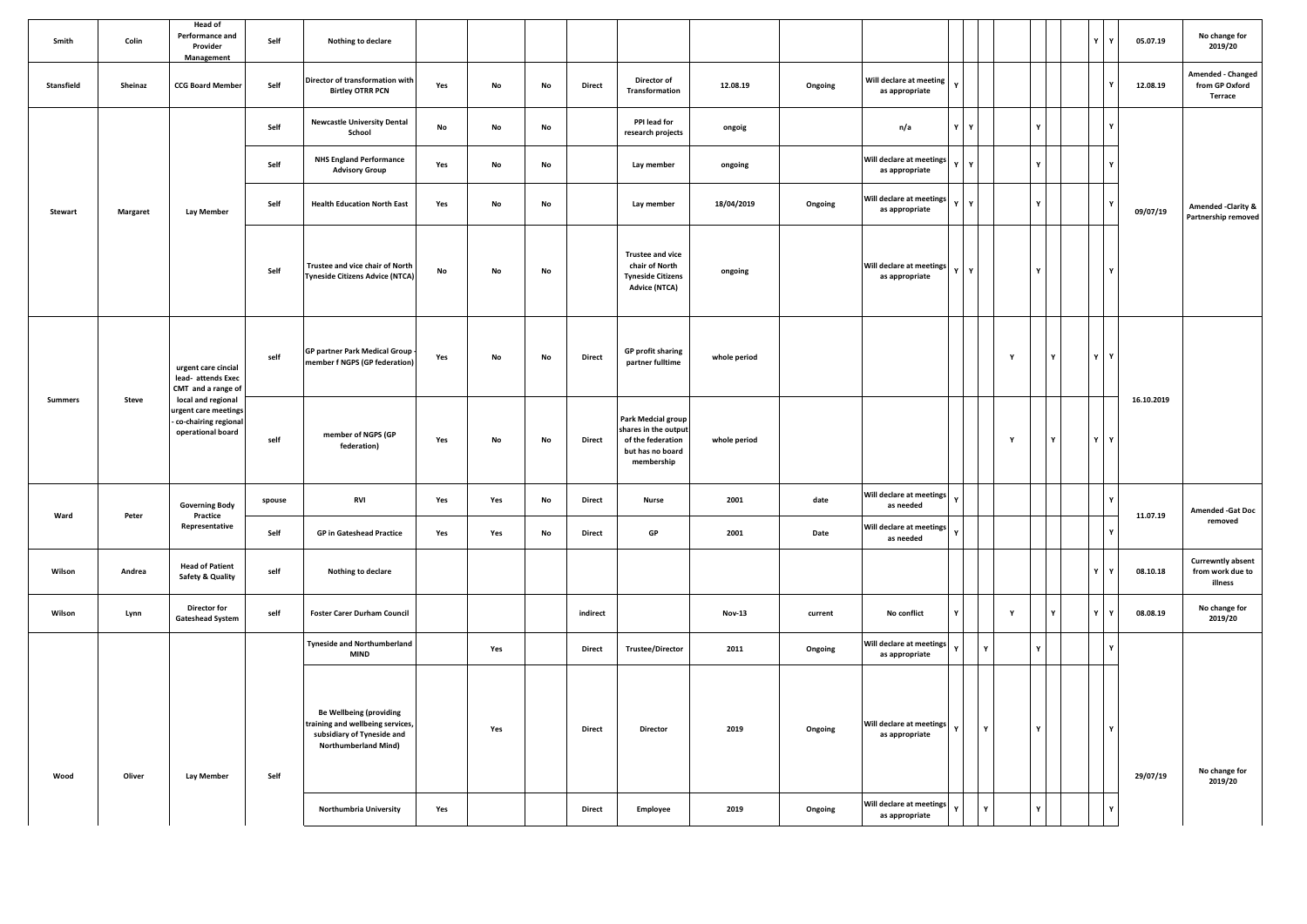| | | | | | | | | | | | | | | | | | | | | | | | | | |
|---|---|---|---|---|---|---|---|---|---|---|---|---|---|---|---|---|---|---|---|---|---|---|---|---|---|
| Smith | Colin | Head of Performance and Provider Management | Self | Nothing to declare | | | | | | | | | | | | | | | | | | Y | Y | 05.07.19 | No change for 2019/20 |
| Stansfield | Sheinaz | CCG Board Member | Self | Director of transformation with Birtley OTRR PCN | Yes | No | No | Direct | Director of Transformation | 12.08.19 | Ongoing | Will declare at meeting as appropriate | Y | | | | | | | | | | Y | 12.08.19 | Amended - Changed from GP Oxford Terrace |
| Stewart | Margaret | Lay Member | Self | Newcastle University Dental School | No | No | No | | PPI lead for research projects | ongoig | | n/a | Y | Y | | | | Y | | | | | Y | 09/07/19 | Amended -Clarity & Partnership removed |
| | | | Self | NHS England Performance Advisory Group | Yes | No | No | | Lay member | ongoing | | Will declare at meetings as appropriate | Y | Y | | | | Y | | | | | Y | | |
| | | | Self | Health Education North East | Yes | No | No | | Lay member | 18/04/2019 | Ongoing | Will declare at meetings as appropriate | Y | Y | | | | Y | | | | | Y | | |
| | | | Self | Trustee and vice chair of North Tyneside Citizens Advice (NTCA) | No | No | No | | Trustee and vice chair of North Tyneside Citizens Advice (NTCA) | ongoing | | Will declare at meetings as appropriate | Y | Y | | | | Y | | | | | Y | | |
| Summers | Steve | urgent care cincial lead- attends Exec CMT and a range of local and regional urgent care meetings - co-chairing regional operational board | self | GP partner Park Medical Group - member f NGPS (GP federation) | Yes | No | No | Direct | GP profit sharing partner fulltime | whole period | | | | | | Y | | | Y | | | Y | Y | 16.10.2019 | |
| | | | self | member of NGPS (GP federation) | Yes | No | No | Direct | Park Medcial group shares in the output of the federation but has no board membership | whole period | | | | | | Y | | | Y | | | Y | Y | | |
| Ward | Peter | Governing Body Practice Representative | spouse | RVI | Yes | Yes | No | Direct | Nurse | 2001 | date | Will declare at meetings as needed | Y | | | | | | | | | | Y | 11.07.19 | Amended -Gat Doc removed |
| | | | Self | GP in Gateshead Practice | Yes | Yes | No | Direct | GP | 2001 | Date | Will declare at meetings as needed | Y | | | | | | | | | | Y | | |
| Wilson | Andrea | Head of Patient Safety & Quality | self | Nothing to declare | | | | | | | | | | | | | | | | | | Y | Y | 08.10.18 | Currewntly absent from work due to illness |
| Wilson | Lynn | Director for Gateshead System | self | Foster Carer Durham Council | | | | indirect | | Nov-13 | current | No conflict | Y | | | Y | | | Y | | | Y | Y | 08.08.19 | No change for 2019/20 |
| Wood | Oliver | Lay Member | Self | Tyneside and Northumberland MIND | | Yes | | Direct | Trustee/Director | 2011 | Ongoing | Will declare at meetings as appropriate | Y | | Y | | | Y | | | | | Y | 29/07/19 | No change for 2019/20 |
| | | | | Be Wellbeing (providing training and wellbeing services, subsidiary of Tyneside and Northumberland Mind) | | Yes | | Direct | Director | 2019 | Ongoing | Will declare at meetings as appropriate | Y | | Y | | | Y | | | | | Y | | |
| | | | | Northumbria University | Yes | | | Direct | Employee | 2019 | Ongoing | Will declare at meetings as appropriate | Y | | Y | | | Y | | | | | Y | | |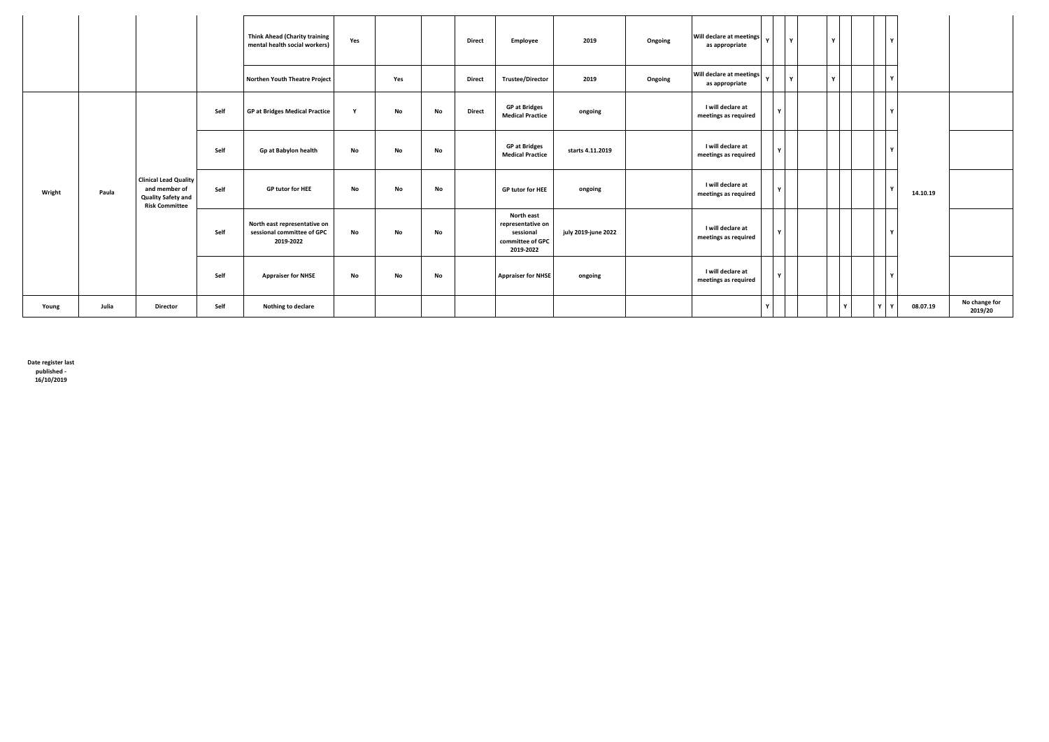| | | | | | | | | | | | | | | | | | | | | | | | |
|---|---|---|---|---|---|---|---|---|---|---|---|---|---|---|---|---|---|---|---|---|---|---|---|
| | | | | Think Ahead (Charity training mental health social workers) | Yes | | | Direct | Employee | 2019 | Ongoing | Will declare at meetings as appropriate | Y | | Y | | Y | | | | Y | | |
| | | | | Northen Youth Theatre Project | | Yes | | Direct | Trustee/Director | 2019 | Ongoing | Will declare at meetings as appropriate | Y | | Y | | Y | | | | Y | | |
| Wright | Paula | Clinical Lead Quality and member of Quality Safety and Risk Committee | Self | GP at Bridges Medical Practice | Y | No | No | Direct | GP at Bridges Medical Practice | ongoing | | I will declare at meetings as required | | Y | | | | | | | Y | 14.10.19 | |
| | | | Self | Gp at Babylon health | No | No | No | | GP at Bridges Medical Practice | starts 4.11.2019 | | I will declare at meetings as required | | Y | | | | | | | Y | | |
| | | | Self | GP tutor for HEE | No | No | No | | GP tutor for HEE | ongoing | | I will declare at meetings as required | | Y | | | | | | | Y | | |
| | | | Self | North east representative on sessional committee of GPC 2019-2022 | No | No | No | | North east representative on sessional committee of GPC 2019-2022 | july 2019-june 2022 | | I will declare at meetings as required | | Y | | | | | | | Y | | |
| | | | Self | Appraiser for NHSE | No | No | No | | Appraiser for NHSE | ongoing | | I will declare at meetings as required | | Y | | | | | | | Y | | |
| Young | Julia | Director | Self | Nothing to declare | | | | | | | | | Y | | | | | Y | | Y | Y | 08.07.19 | No change for 2019/20 |

**Date register last published - 16/10/2019**